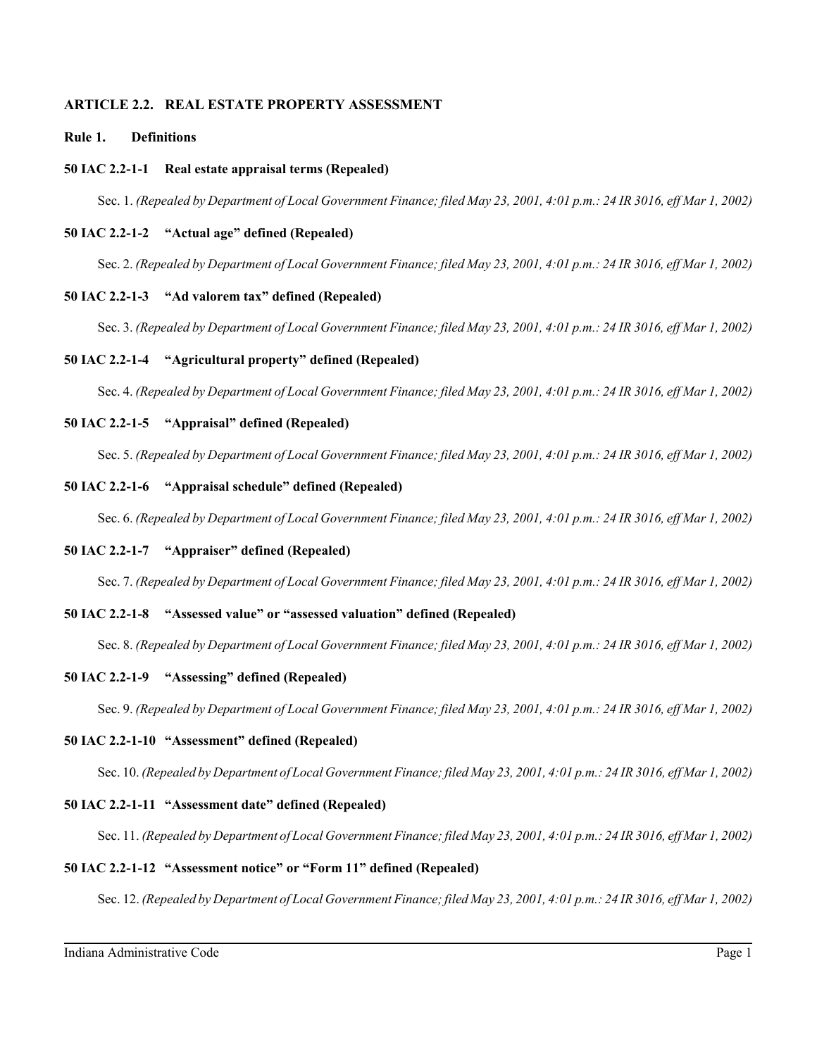## ARTICLE 2.2. REAL ESTATE PROPERTY ASSESSMENT

### Rule 1. Definitions

#### 50 IAC 2.2-1-1 Real estate appraisal terms (Repealed)

Sec. 1. *(Repealed by Department of Local Government Finance; filed May 23, 2001, 4:01 p.m.: 24 IR 3016, eff Mar 1, 2002)*

#### 50 IAC 2.2-1-2 "Actual age" defined (Repealed)

Sec. 2. *(Repealed by Department of Local Government Finance; filed May 23, 2001, 4:01 p.m.: 24 IR 3016, eff Mar 1, 2002)*

#### 50 IAC 2.2-1-3 "Ad valorem tax" defined (Repealed)

Sec. 3. *(Repealed by Department of Local Government Finance; filed May 23, 2001, 4:01 p.m.: 24 IR 3016, eff Mar 1, 2002)*

#### 50 IAC 2.2-1-4 "Agricultural property" defined (Repealed)

Sec. 4. *(Repealed by Department of Local Government Finance; filed May 23, 2001, 4:01 p.m.: 24 IR 3016, eff Mar 1, 2002)*

#### 50 IAC 2.2-1-5 "Appraisal" defined (Repealed)

Sec. 5. *(Repealed by Department of Local Government Finance; filed May 23, 2001, 4:01 p.m.: 24 IR 3016, eff Mar 1, 2002)*

#### 50 IAC 2.2-1-6 "Appraisal schedule" defined (Repealed)

Sec. 6. *(Repealed by Department of Local Government Finance; filed May 23, 2001, 4:01 p.m.: 24 IR 3016, eff Mar 1, 2002)*

#### 50 IAC 2.2-1-7 "Appraiser" defined (Repealed)

Sec. 7. *(Repealed by Department of Local Government Finance; filed May 23, 2001, 4:01 p.m.: 24 IR 3016, eff Mar 1, 2002)*

#### 50 IAC 2.2-1-8 "Assessed value" or "assessed valuation" defined (Repealed)

Sec. 8. *(Repealed by Department of Local Government Finance; filed May 23, 2001, 4:01 p.m.: 24 IR 3016, eff Mar 1, 2002)*

#### 50 IAC 2.2-1-9 "Assessing" defined (Repealed)

Sec. 9. *(Repealed by Department of Local Government Finance; filed May 23, 2001, 4:01 p.m.: 24 IR 3016, eff Mar 1, 2002)*

#### 50 IAC 2.2-1-10 "Assessment" defined (Repealed)

Sec. 10. *(Repealed by Department of Local Government Finance; filed May 23, 2001, 4:01 p.m.: 24 IR 3016, eff Mar 1, 2002)*

#### 50 IAC 2.2-1-11 "Assessment date" defined (Repealed)

Sec. 11. *(Repealed by Department of Local Government Finance; filed May 23, 2001, 4:01 p.m.: 24 IR 3016, eff Mar 1, 2002)*

#### 50 IAC 2.2-1-12 "Assessment notice" or "Form 11" defined (Repealed)

Sec. 12. *(Repealed by Department of Local Government Finance; filed May 23, 2001, 4:01 p.m.: 24 IR 3016, eff Mar 1, 2002)*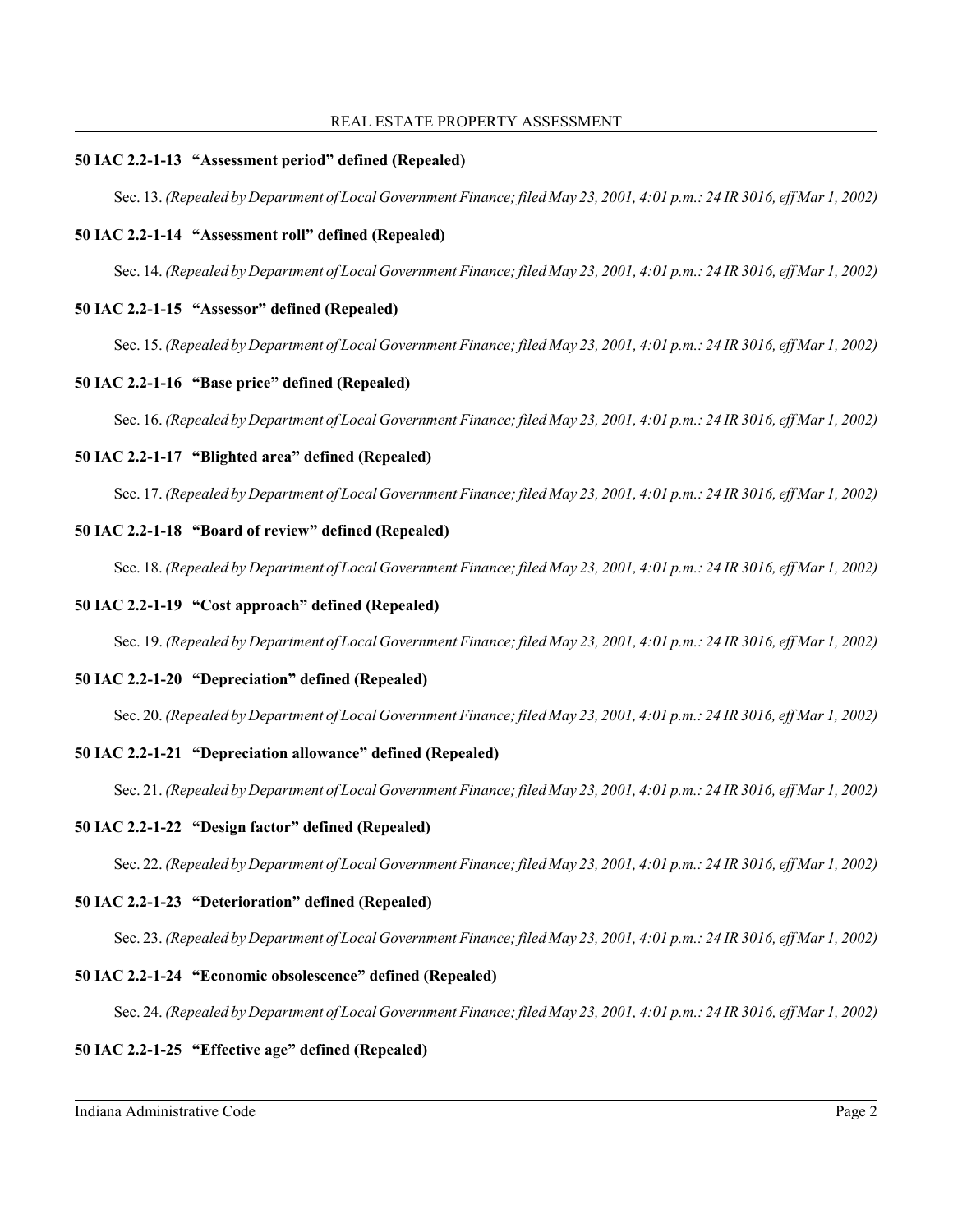**50 IAC 2.2-1-13 "Assessment period" defined (Repealed)**

Sec. 13. *(Repealed by Department of Local Government Finance; filed May 23, 2001, 4:01 p.m.: 24 IR 3016, eff Mar 1, 2002)*

**50 IAC 2.2-1-14 "Assessment roll" defined (Repealed)**

Sec. 14. *(Repealed by Department of Local Government Finance; filed May 23, 2001, 4:01 p.m.: 24 IR 3016, eff Mar 1, 2002)*

**50 IAC 2.2-1-15 "Assessor" defined (Repealed)**

Sec. 15. *(Repealed by Department of Local Government Finance; filed May 23, 2001, 4:01 p.m.: 24 IR 3016, eff Mar 1, 2002)*

**50 IAC 2.2-1-16 "Base price" defined (Repealed)**

Sec. 16. *(Repealed by Department of Local Government Finance; filed May 23, 2001, 4:01 p.m.: 24 IR 3016, eff Mar 1, 2002)*

**50 IAC 2.2-1-17 "Blighted area" defined (Repealed)**

Sec. 17. *(Repealed by Department of Local Government Finance; filed May 23, 2001, 4:01 p.m.: 24 IR 3016, eff Mar 1, 2002)*

**50 IAC 2.2-1-18 "Board of review" defined (Repealed)**

Sec. 18. *(Repealed by Department of Local Government Finance; filed May 23, 2001, 4:01 p.m.: 24 IR 3016, eff Mar 1, 2002)*

**50 IAC 2.2-1-19 "Cost approach" defined (Repealed)**

Sec. 19. *(Repealed by Department of Local Government Finance; filed May 23, 2001, 4:01 p.m.: 24 IR 3016, eff Mar 1, 2002)*

**50 IAC 2.2-1-20 "Depreciation" defined (Repealed)**

Sec. 20. *(Repealed by Department of Local Government Finance; filed May 23, 2001, 4:01 p.m.: 24 IR 3016, eff Mar 1, 2002)*

**50 IAC 2.2-1-21 "Depreciation allowance" defined (Repealed)**

Sec. 21. *(Repealed by Department of Local Government Finance; filed May 23, 2001, 4:01 p.m.: 24 IR 3016, eff Mar 1, 2002)*

**50 IAC 2.2-1-22 "Design factor" defined (Repealed)**

Sec. 22. *(Repealed by Department of Local Government Finance; filed May 23, 2001, 4:01 p.m.: 24 IR 3016, eff Mar 1, 2002)*

**50 IAC 2.2-1-23 "Deterioration" defined (Repealed)**

Sec. 23. *(Repealed by Department of Local Government Finance; filed May 23, 2001, 4:01 p.m.: 24 IR 3016, eff Mar 1, 2002)*

**50 IAC 2.2-1-24 "Economic obsolescence" defined (Repealed)**

Sec. 24. *(Repealed by Department of Local Government Finance; filed May 23, 2001, 4:01 p.m.: 24 IR 3016, eff Mar 1, 2002)*

**50 IAC 2.2-1-25 "Effective age" defined (Repealed)**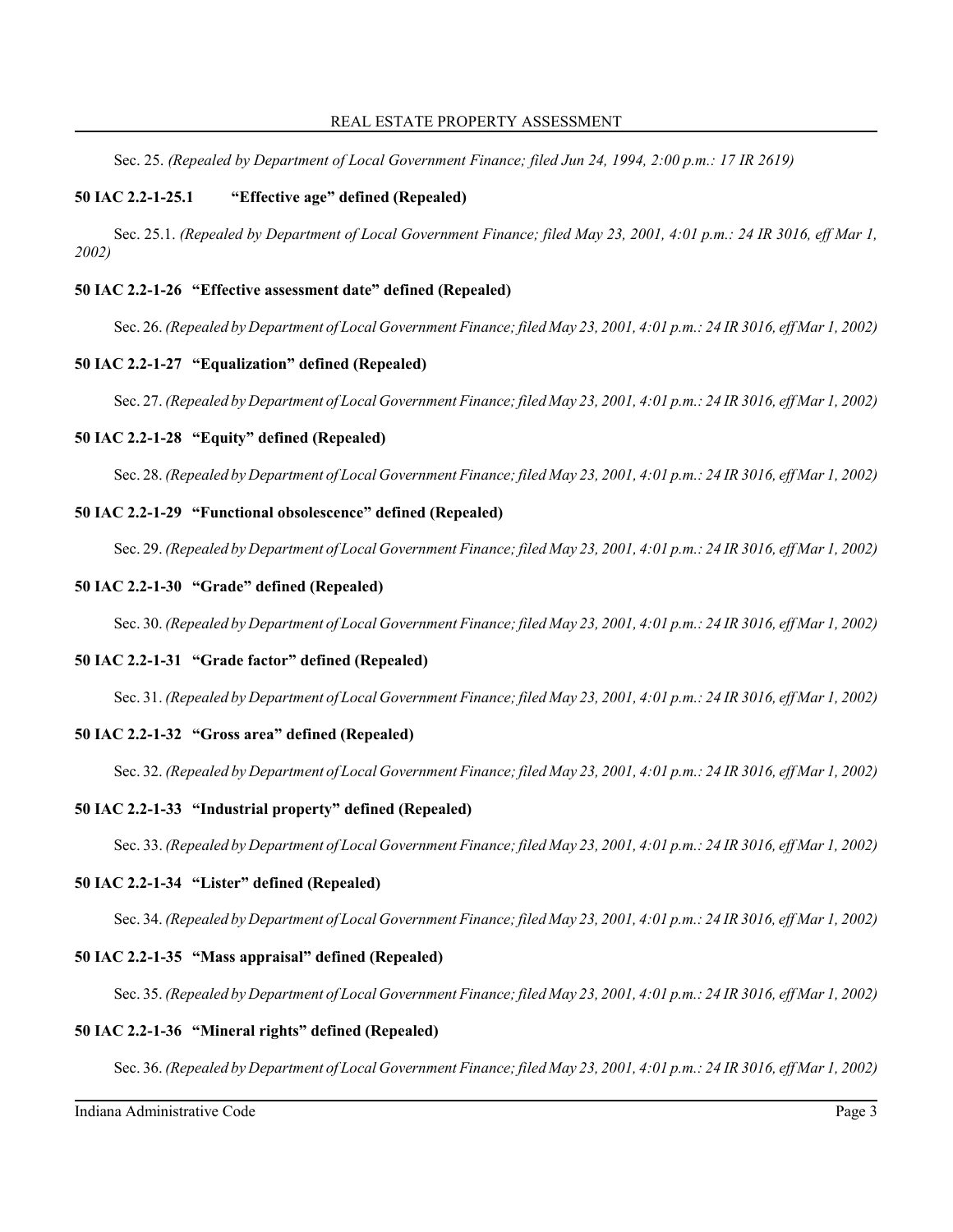Sec. 25. *(Repealed by Department of Local Government Finance; filed Jun 24, 1994, 2:00 p.m.: 17 IR 2619)*

**50 IAC 2.2-1-25.1 "Effective age" defined (Repealed)**

Sec. 25.1. *(Repealed by Department of Local Government Finance; filed May 23, 2001, 4:01 p.m.: 24 IR 3016, eff Mar 1, 2002)*

**50 IAC 2.2-1-26 "Effective assessment date" defined (Repealed)**

Sec. 26. *(Repealed by Department of Local Government Finance; filed May 23, 2001, 4:01 p.m.: 24 IR 3016, eff Mar 1, 2002)*

**50 IAC 2.2-1-27 "Equalization" defined (Repealed)**

Sec. 27. *(Repealed by Department of Local Government Finance; filed May 23, 2001, 4:01 p.m.: 24 IR 3016, eff Mar 1, 2002)*

**50 IAC 2.2-1-28 "Equity" defined (Repealed)**

Sec. 28. *(Repealed by Department of Local Government Finance; filed May 23, 2001, 4:01 p.m.: 24 IR 3016, eff Mar 1, 2002)*

**50 IAC 2.2-1-29 "Functional obsolescence" defined (Repealed)**

Sec. 29. *(Repealed by Department of Local Government Finance; filed May 23, 2001, 4:01 p.m.: 24 IR 3016, eff Mar 1, 2002)*

**50 IAC 2.2-1-30 "Grade" defined (Repealed)**

Sec. 30. *(Repealed by Department of Local Government Finance; filed May 23, 2001, 4:01 p.m.: 24 IR 3016, eff Mar 1, 2002)*

**50 IAC 2.2-1-31 "Grade factor" defined (Repealed)**

Sec. 31. *(Repealed by Department of Local Government Finance; filed May 23, 2001, 4:01 p.m.: 24 IR 3016, eff Mar 1, 2002)*

**50 IAC 2.2-1-32 "Gross area" defined (Repealed)**

Sec. 32. *(Repealed by Department of Local Government Finance; filed May 23, 2001, 4:01 p.m.: 24 IR 3016, eff Mar 1, 2002)*

**50 IAC 2.2-1-33 "Industrial property" defined (Repealed)**

Sec. 33. *(Repealed by Department of Local Government Finance; filed May 23, 2001, 4:01 p.m.: 24 IR 3016, eff Mar 1, 2002)*

**50 IAC 2.2-1-34 "Lister" defined (Repealed)**

Sec. 34. *(Repealed by Department of Local Government Finance; filed May 23, 2001, 4:01 p.m.: 24 IR 3016, eff Mar 1, 2002)*

**50 IAC 2.2-1-35 "Mass appraisal" defined (Repealed)**

Sec. 35. *(Repealed by Department of Local Government Finance; filed May 23, 2001, 4:01 p.m.: 24 IR 3016, eff Mar 1, 2002)*

**50 IAC 2.2-1-36 "Mineral rights" defined (Repealed)**

Sec. 36. *(Repealed by Department of Local Government Finance; filed May 23, 2001, 4:01 p.m.: 24 IR 3016, eff Mar 1, 2002)*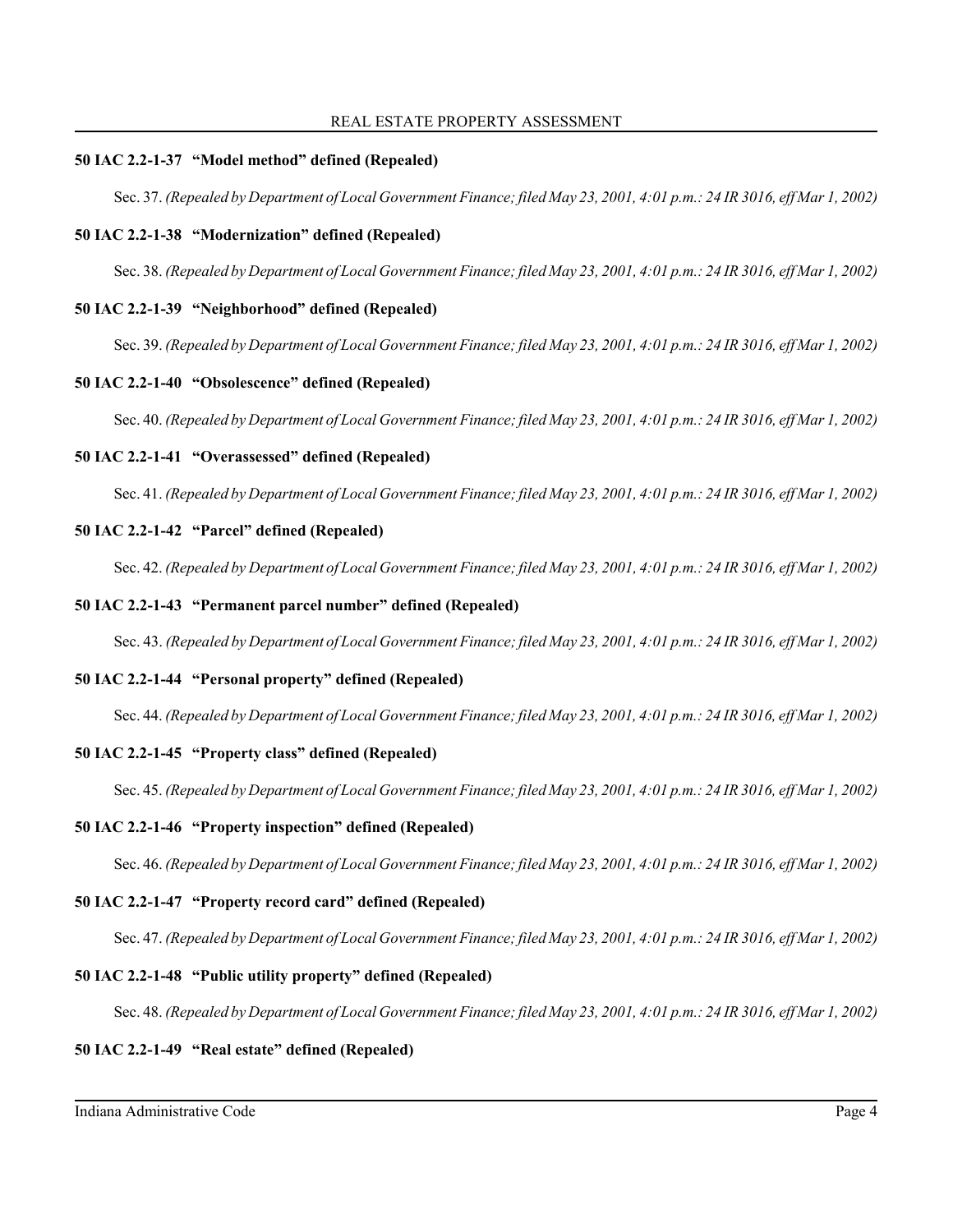### 50 IAC 2.2-1-37 "Model method" defined (Repealed)

Sec. 37. *(Repealed by Department of Local Government Finance; filed May 23, 2001, 4:01 p.m.: 24 IR 3016, eff Mar 1, 2002)*

### 50 IAC 2.2-1-38 "Modernization" defined (Repealed)

Sec. 38. *(Repealed by Department of Local Government Finance; filed May 23, 2001, 4:01 p.m.: 24 IR 3016, eff Mar 1, 2002)*

### 50 IAC 2.2-1-39 "Neighborhood" defined (Repealed)

Sec. 39. *(Repealed by Department of Local Government Finance; filed May 23, 2001, 4:01 p.m.: 24 IR 3016, eff Mar 1, 2002)*

### 50 IAC 2.2-1-40 "Obsolescence" defined (Repealed)

Sec. 40. *(Repealed by Department of Local Government Finance; filed May 23, 2001, 4:01 p.m.: 24 IR 3016, eff Mar 1, 2002)*

### 50 IAC 2.2-1-41 "Overassessed" defined (Repealed)

Sec. 41. *(Repealed by Department of Local Government Finance; filed May 23, 2001, 4:01 p.m.: 24 IR 3016, eff Mar 1, 2002)*

### 50 IAC 2.2-1-42 "Parcel" defined (Repealed)

Sec. 42. *(Repealed by Department of Local Government Finance; filed May 23, 2001, 4:01 p.m.: 24 IR 3016, eff Mar 1, 2002)*

### 50 IAC 2.2-1-43 "Permanent parcel number" defined (Repealed)

Sec. 43. *(Repealed by Department of Local Government Finance; filed May 23, 2001, 4:01 p.m.: 24 IR 3016, eff Mar 1, 2002)*

### 50 IAC 2.2-1-44 "Personal property" defined (Repealed)

Sec. 44. *(Repealed by Department of Local Government Finance; filed May 23, 2001, 4:01 p.m.: 24 IR 3016, eff Mar 1, 2002)*

### 50 IAC 2.2-1-45 "Property class" defined (Repealed)

Sec. 45. *(Repealed by Department of Local Government Finance; filed May 23, 2001, 4:01 p.m.: 24 IR 3016, eff Mar 1, 2002)*

### 50 IAC 2.2-1-46 "Property inspection" defined (Repealed)

Sec. 46. *(Repealed by Department of Local Government Finance; filed May 23, 2001, 4:01 p.m.: 24 IR 3016, eff Mar 1, 2002)*

### 50 IAC 2.2-1-47 "Property record card" defined (Repealed)

Sec. 47. *(Repealed by Department of Local Government Finance; filed May 23, 2001, 4:01 p.m.: 24 IR 3016, eff Mar 1, 2002)*

### 50 IAC 2.2-1-48 "Public utility property" defined (Repealed)

Sec. 48. *(Repealed by Department of Local Government Finance; filed May 23, 2001, 4:01 p.m.: 24 IR 3016, eff Mar 1, 2002)*

### 50 IAC 2.2-1-49 "Real estate" defined (Repealed)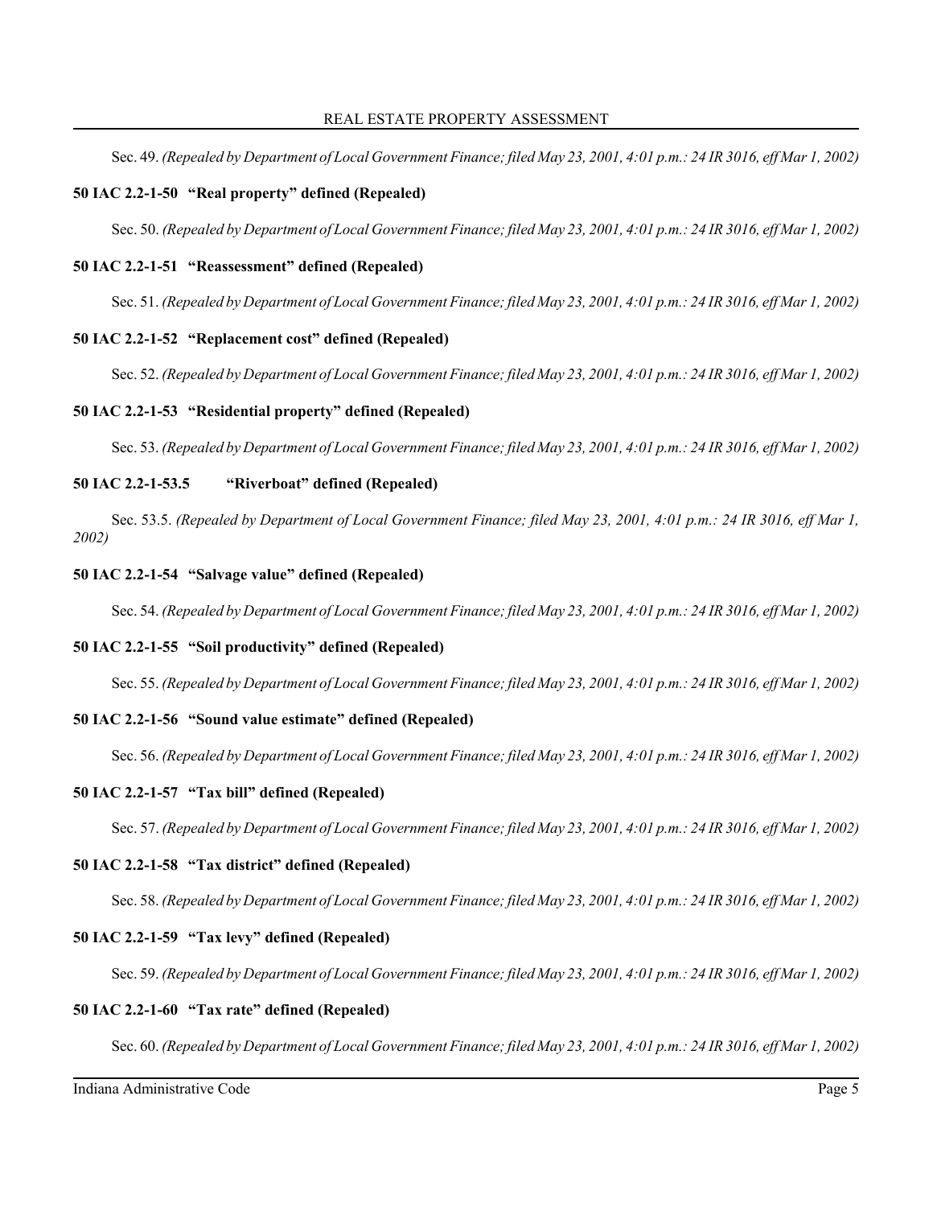Sec. 49. *(Repealed by Department of Local Government Finance; filed May 23, 2001, 4:01 p.m.: 24 IR 3016, eff Mar 1, 2002)*

**50 IAC 2.2-1-50 "Real property" defined (Repealed)**

Sec. 50. *(Repealed by Department of Local Government Finance; filed May 23, 2001, 4:01 p.m.: 24 IR 3016, eff Mar 1, 2002)*

**50 IAC 2.2-1-51 "Reassessment" defined (Repealed)**

Sec. 51. *(Repealed by Department of Local Government Finance; filed May 23, 2001, 4:01 p.m.: 24 IR 3016, eff Mar 1, 2002)*

**50 IAC 2.2-1-52 "Replacement cost" defined (Repealed)**

Sec. 52. *(Repealed by Department of Local Government Finance; filed May 23, 2001, 4:01 p.m.: 24 IR 3016, eff Mar 1, 2002)*

**50 IAC 2.2-1-53 "Residential property" defined (Repealed)**

Sec. 53. *(Repealed by Department of Local Government Finance; filed May 23, 2001, 4:01 p.m.: 24 IR 3016, eff Mar 1, 2002)*

**50 IAC 2.2-1-53.5 "Riverboat" defined (Repealed)**

Sec. 53.5. *(Repealed by Department of Local Government Finance; filed May 23, 2001, 4:01 p.m.: 24 IR 3016, eff Mar 1, 2002)*

**50 IAC 2.2-1-54 "Salvage value" defined (Repealed)**

Sec. 54. *(Repealed by Department of Local Government Finance; filed May 23, 2001, 4:01 p.m.: 24 IR 3016, eff Mar 1, 2002)*

**50 IAC 2.2-1-55 "Soil productivity" defined (Repealed)**

Sec. 55. *(Repealed by Department of Local Government Finance; filed May 23, 2001, 4:01 p.m.: 24 IR 3016, eff Mar 1, 2002)*

**50 IAC 2.2-1-56 "Sound value estimate" defined (Repealed)**

Sec. 56. *(Repealed by Department of Local Government Finance; filed May 23, 2001, 4:01 p.m.: 24 IR 3016, eff Mar 1, 2002)*

**50 IAC 2.2-1-57 "Tax bill" defined (Repealed)**

Sec. 57. *(Repealed by Department of Local Government Finance; filed May 23, 2001, 4:01 p.m.: 24 IR 3016, eff Mar 1, 2002)*

**50 IAC 2.2-1-58 "Tax district" defined (Repealed)**

Sec. 58. *(Repealed by Department of Local Government Finance; filed May 23, 2001, 4:01 p.m.: 24 IR 3016, eff Mar 1, 2002)*

**50 IAC 2.2-1-59 "Tax levy" defined (Repealed)**

Sec. 59. *(Repealed by Department of Local Government Finance; filed May 23, 2001, 4:01 p.m.: 24 IR 3016, eff Mar 1, 2002)*

**50 IAC 2.2-1-60 "Tax rate" defined (Repealed)**

Sec. 60. *(Repealed by Department of Local Government Finance; filed May 23, 2001, 4:01 p.m.: 24 IR 3016, eff Mar 1, 2002)*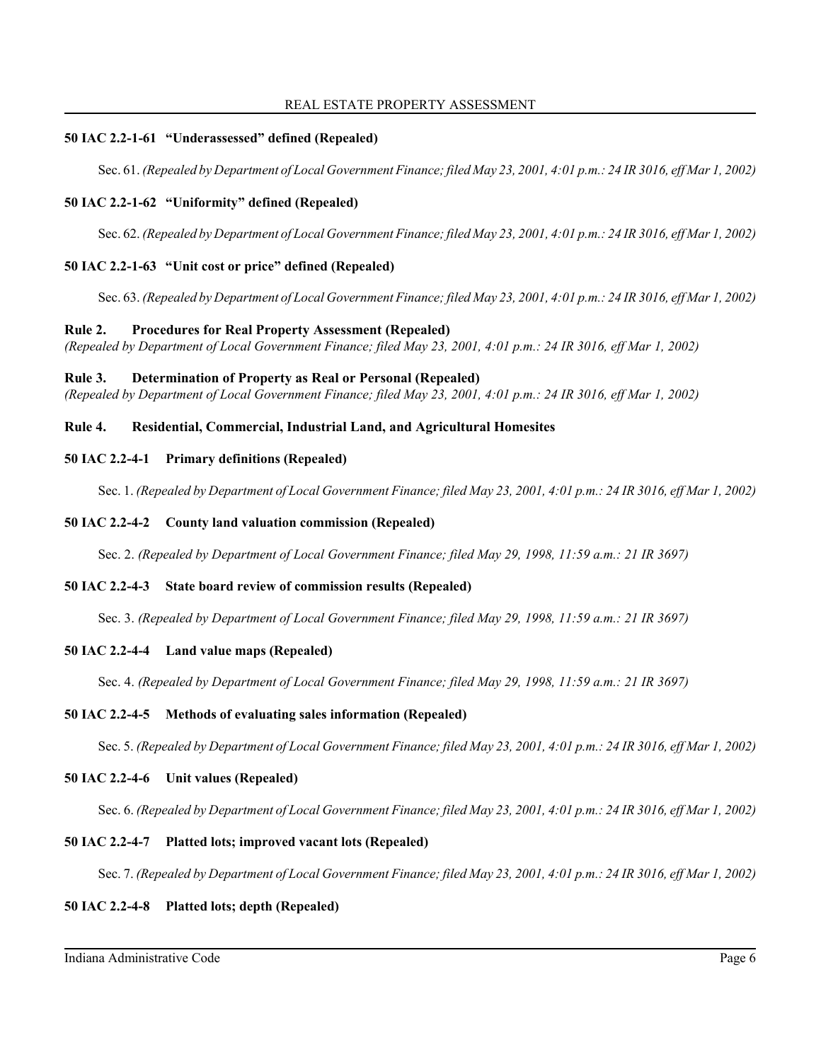### 50 IAC 2.2-1-61 "Underassessed" defined (Repealed)

Sec. 61. *(Repealed by Department of Local Government Finance; filed May 23, 2001, 4:01 p.m.: 24 IR 3016, eff Mar 1, 2002)*

### 50 IAC 2.2-1-62 "Uniformity" defined (Repealed)

Sec. 62. *(Repealed by Department of Local Government Finance; filed May 23, 2001, 4:01 p.m.: 24 IR 3016, eff Mar 1, 2002)*

### 50 IAC 2.2-1-63 "Unit cost or price" defined (Repealed)

Sec. 63. *(Repealed by Department of Local Government Finance; filed May 23, 2001, 4:01 p.m.: 24 IR 3016, eff Mar 1, 2002)*

## Rule 2. Procedures for Real Property Assessment (Repealed)

*(Repealed by Department of Local Government Finance; filed May 23, 2001, 4:01 p.m.: 24 IR 3016, eff Mar 1, 2002)*

## Rule 3. Determination of Property as Real or Personal (Repealed)

*(Repealed by Department of Local Government Finance; filed May 23, 2001, 4:01 p.m.: 24 IR 3016, eff Mar 1, 2002)*

## Rule 4. Residential, Commercial, Industrial Land, and Agricultural Homesites

### 50 IAC 2.2-4-1 Primary definitions (Repealed)

Sec. 1. *(Repealed by Department of Local Government Finance; filed May 23, 2001, 4:01 p.m.: 24 IR 3016, eff Mar 1, 2002)*

### 50 IAC 2.2-4-2 County land valuation commission (Repealed)

Sec. 2. *(Repealed by Department of Local Government Finance; filed May 29, 1998, 11:59 a.m.: 21 IR 3697)*

### 50 IAC 2.2-4-3 State board review of commission results (Repealed)

Sec. 3. *(Repealed by Department of Local Government Finance; filed May 29, 1998, 11:59 a.m.: 21 IR 3697)*

### 50 IAC 2.2-4-4 Land value maps (Repealed)

Sec. 4. *(Repealed by Department of Local Government Finance; filed May 29, 1998, 11:59 a.m.: 21 IR 3697)*

### 50 IAC 2.2-4-5 Methods of evaluating sales information (Repealed)

Sec. 5. *(Repealed by Department of Local Government Finance; filed May 23, 2001, 4:01 p.m.: 24 IR 3016, eff Mar 1, 2002)*

### 50 IAC 2.2-4-6 Unit values (Repealed)

Sec. 6. *(Repealed by Department of Local Government Finance; filed May 23, 2001, 4:01 p.m.: 24 IR 3016, eff Mar 1, 2002)*

### 50 IAC 2.2-4-7 Platted lots; improved vacant lots (Repealed)

Sec. 7. *(Repealed by Department of Local Government Finance; filed May 23, 2001, 4:01 p.m.: 24 IR 3016, eff Mar 1, 2002)*

### 50 IAC 2.2-4-8 Platted lots; depth (Repealed)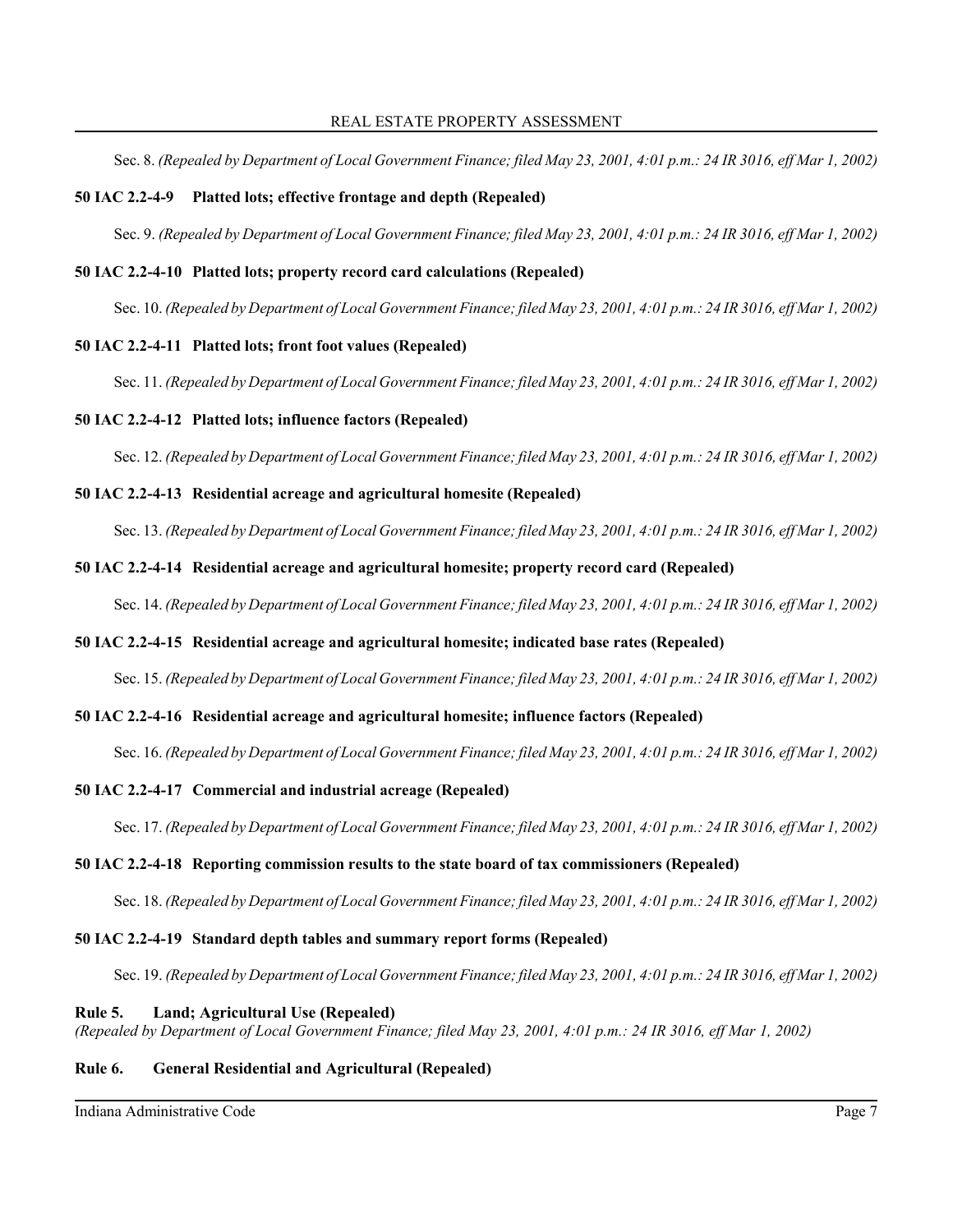Sec. 8. *(Repealed by Department of Local Government Finance; filed May 23, 2001, 4:01 p.m.: 24 IR 3016, eff Mar 1, 2002)*

**50 IAC 2.2-4-9 Platted lots; effective frontage and depth (Repealed)**

Sec. 9. *(Repealed by Department of Local Government Finance; filed May 23, 2001, 4:01 p.m.: 24 IR 3016, eff Mar 1, 2002)*

**50 IAC 2.2-4-10 Platted lots; property record card calculations (Repealed)**

Sec. 10. *(Repealed by Department of Local Government Finance; filed May 23, 2001, 4:01 p.m.: 24 IR 3016, eff Mar 1, 2002)*

**50 IAC 2.2-4-11 Platted lots; front foot values (Repealed)**

Sec. 11. *(Repealed by Department of Local Government Finance; filed May 23, 2001, 4:01 p.m.: 24 IR 3016, eff Mar 1, 2002)*

**50 IAC 2.2-4-12 Platted lots; influence factors (Repealed)**

Sec. 12. *(Repealed by Department of Local Government Finance; filed May 23, 2001, 4:01 p.m.: 24 IR 3016, eff Mar 1, 2002)*

**50 IAC 2.2-4-13 Residential acreage and agricultural homesite (Repealed)**

Sec. 13. *(Repealed by Department of Local Government Finance; filed May 23, 2001, 4:01 p.m.: 24 IR 3016, eff Mar 1, 2002)*

**50 IAC 2.2-4-14 Residential acreage and agricultural homesite; property record card (Repealed)**

Sec. 14. *(Repealed by Department of Local Government Finance; filed May 23, 2001, 4:01 p.m.: 24 IR 3016, eff Mar 1, 2002)*

**50 IAC 2.2-4-15 Residential acreage and agricultural homesite; indicated base rates (Repealed)**

Sec. 15. *(Repealed by Department of Local Government Finance; filed May 23, 2001, 4:01 p.m.: 24 IR 3016, eff Mar 1, 2002)*

**50 IAC 2.2-4-16 Residential acreage and agricultural homesite; influence factors (Repealed)**

Sec. 16. *(Repealed by Department of Local Government Finance; filed May 23, 2001, 4:01 p.m.: 24 IR 3016, eff Mar 1, 2002)*

**50 IAC 2.2-4-17 Commercial and industrial acreage (Repealed)**

Sec. 17. *(Repealed by Department of Local Government Finance; filed May 23, 2001, 4:01 p.m.: 24 IR 3016, eff Mar 1, 2002)*

**50 IAC 2.2-4-18 Reporting commission results to the state board of tax commissioners (Repealed)**

Sec. 18. *(Repealed by Department of Local Government Finance; filed May 23, 2001, 4:01 p.m.: 24 IR 3016, eff Mar 1, 2002)*

**50 IAC 2.2-4-19 Standard depth tables and summary report forms (Repealed)**

Sec. 19. *(Repealed by Department of Local Government Finance; filed May 23, 2001, 4:01 p.m.: 24 IR 3016, eff Mar 1, 2002)*

**Rule 5. Land; Agricultural Use (Repealed)**

*(Repealed by Department of Local Government Finance; filed May 23, 2001, 4:01 p.m.: 24 IR 3016, eff Mar 1, 2002)*

**Rule 6. General Residential and Agricultural (Repealed)**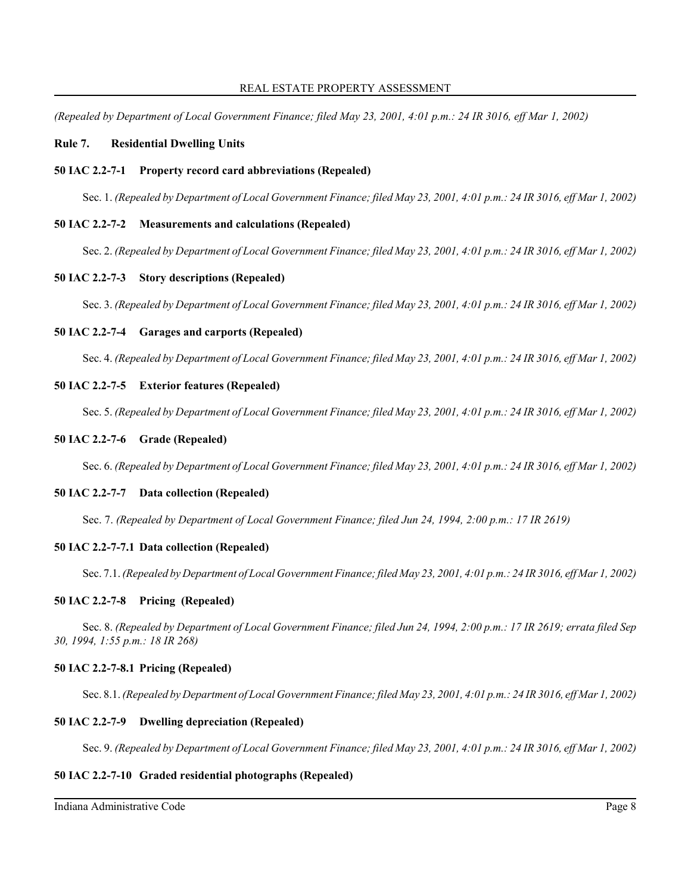*(Repealed by Department of Local Government Finance; filed May 23, 2001, 4:01 p.m.: 24 IR 3016, eff Mar 1, 2002)*

## Rule 7. Residential Dwelling Units

### 50 IAC 2.2-7-1 Property record card abbreviations (Repealed)

Sec. 1. *(Repealed by Department of Local Government Finance; filed May 23, 2001, 4:01 p.m.: 24 IR 3016, eff Mar 1, 2002)*

### 50 IAC 2.2-7-2 Measurements and calculations (Repealed)

Sec. 2. *(Repealed by Department of Local Government Finance; filed May 23, 2001, 4:01 p.m.: 24 IR 3016, eff Mar 1, 2002)*

### 50 IAC 2.2-7-3 Story descriptions (Repealed)

Sec. 3. *(Repealed by Department of Local Government Finance; filed May 23, 2001, 4:01 p.m.: 24 IR 3016, eff Mar 1, 2002)*

### 50 IAC 2.2-7-4 Garages and carports (Repealed)

Sec. 4. *(Repealed by Department of Local Government Finance; filed May 23, 2001, 4:01 p.m.: 24 IR 3016, eff Mar 1, 2002)*

### 50 IAC 2.2-7-5 Exterior features (Repealed)

Sec. 5. *(Repealed by Department of Local Government Finance; filed May 23, 2001, 4:01 p.m.: 24 IR 3016, eff Mar 1, 2002)*

### 50 IAC 2.2-7-6 Grade (Repealed)

Sec. 6. *(Repealed by Department of Local Government Finance; filed May 23, 2001, 4:01 p.m.: 24 IR 3016, eff Mar 1, 2002)*

### 50 IAC 2.2-7-7 Data collection (Repealed)

Sec. 7. *(Repealed by Department of Local Government Finance; filed Jun 24, 1994, 2:00 p.m.: 17 IR 2619)*

### 50 IAC 2.2-7-7.1 Data collection (Repealed)

Sec. 7.1. *(Repealed by Department of Local Government Finance; filed May 23, 2001, 4:01 p.m.: 24 IR 3016, eff Mar 1, 2002)*

### 50 IAC 2.2-7-8 Pricing (Repealed)

Sec. 8. *(Repealed by Department of Local Government Finance; filed Jun 24, 1994, 2:00 p.m.: 17 IR 2619; errata filed Sep 30, 1994, 1:55 p.m.: 18 IR 268)*

### 50 IAC 2.2-7-8.1 Pricing (Repealed)

Sec. 8.1. *(Repealed by Department of Local Government Finance; filed May 23, 2001, 4:01 p.m.: 24 IR 3016, eff Mar 1, 2002)*

### 50 IAC 2.2-7-9 Dwelling depreciation (Repealed)

Sec. 9. *(Repealed by Department of Local Government Finance; filed May 23, 2001, 4:01 p.m.: 24 IR 3016, eff Mar 1, 2002)*

### 50 IAC 2.2-7-10 Graded residential photographs (Repealed)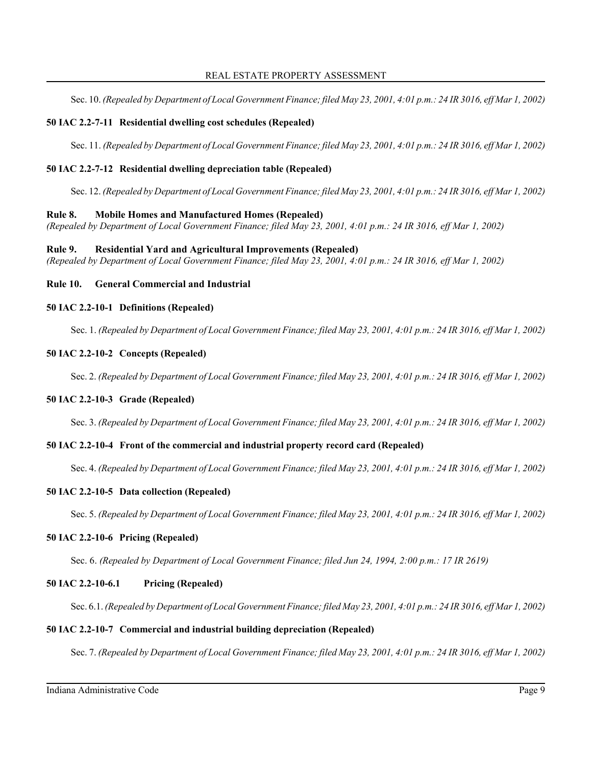Sec. 10. *(Repealed by Department of Local Government Finance; filed May 23, 2001, 4:01 p.m.: 24 IR 3016, eff Mar 1, 2002)*

### 50 IAC 2.2-7-11 Residential dwelling cost schedules (Repealed)

Sec. 11. *(Repealed by Department of Local Government Finance; filed May 23, 2001, 4:01 p.m.: 24 IR 3016, eff Mar 1, 2002)*

### 50 IAC 2.2-7-12 Residential dwelling depreciation table (Repealed)

Sec. 12. *(Repealed by Department of Local Government Finance; filed May 23, 2001, 4:01 p.m.: 24 IR 3016, eff Mar 1, 2002)*

## Rule 8. Mobile Homes and Manufactured Homes (Repealed)

*(Repealed by Department of Local Government Finance; filed May 23, 2001, 4:01 p.m.: 24 IR 3016, eff Mar 1, 2002)*

## Rule 9. Residential Yard and Agricultural Improvements (Repealed)

*(Repealed by Department of Local Government Finance; filed May 23, 2001, 4:01 p.m.: 24 IR 3016, eff Mar 1, 2002)*

## Rule 10. General Commercial and Industrial

### 50 IAC 2.2-10-1 Definitions (Repealed)

Sec. 1. *(Repealed by Department of Local Government Finance; filed May 23, 2001, 4:01 p.m.: 24 IR 3016, eff Mar 1, 2002)*

### 50 IAC 2.2-10-2 Concepts (Repealed)

Sec. 2. *(Repealed by Department of Local Government Finance; filed May 23, 2001, 4:01 p.m.: 24 IR 3016, eff Mar 1, 2002)*

### 50 IAC 2.2-10-3 Grade (Repealed)

Sec. 3. *(Repealed by Department of Local Government Finance; filed May 23, 2001, 4:01 p.m.: 24 IR 3016, eff Mar 1, 2002)*

### 50 IAC 2.2-10-4 Front of the commercial and industrial property record card (Repealed)

Sec. 4. *(Repealed by Department of Local Government Finance; filed May 23, 2001, 4:01 p.m.: 24 IR 3016, eff Mar 1, 2002)*

### 50 IAC 2.2-10-5 Data collection (Repealed)

Sec. 5. *(Repealed by Department of Local Government Finance; filed May 23, 2001, 4:01 p.m.: 24 IR 3016, eff Mar 1, 2002)*

### 50 IAC 2.2-10-6 Pricing (Repealed)

Sec. 6. *(Repealed by Department of Local Government Finance; filed Jun 24, 1994, 2:00 p.m.: 17 IR 2619)*

### 50 IAC 2.2-10-6.1 Pricing (Repealed)

Sec. 6.1. *(Repealed by Department of Local Government Finance; filed May 23, 2001, 4:01 p.m.: 24 IR 3016, eff Mar 1, 2002)*

### 50 IAC 2.2-10-7 Commercial and industrial building depreciation (Repealed)

Sec. 7. *(Repealed by Department of Local Government Finance; filed May 23, 2001, 4:01 p.m.: 24 IR 3016, eff Mar 1, 2002)*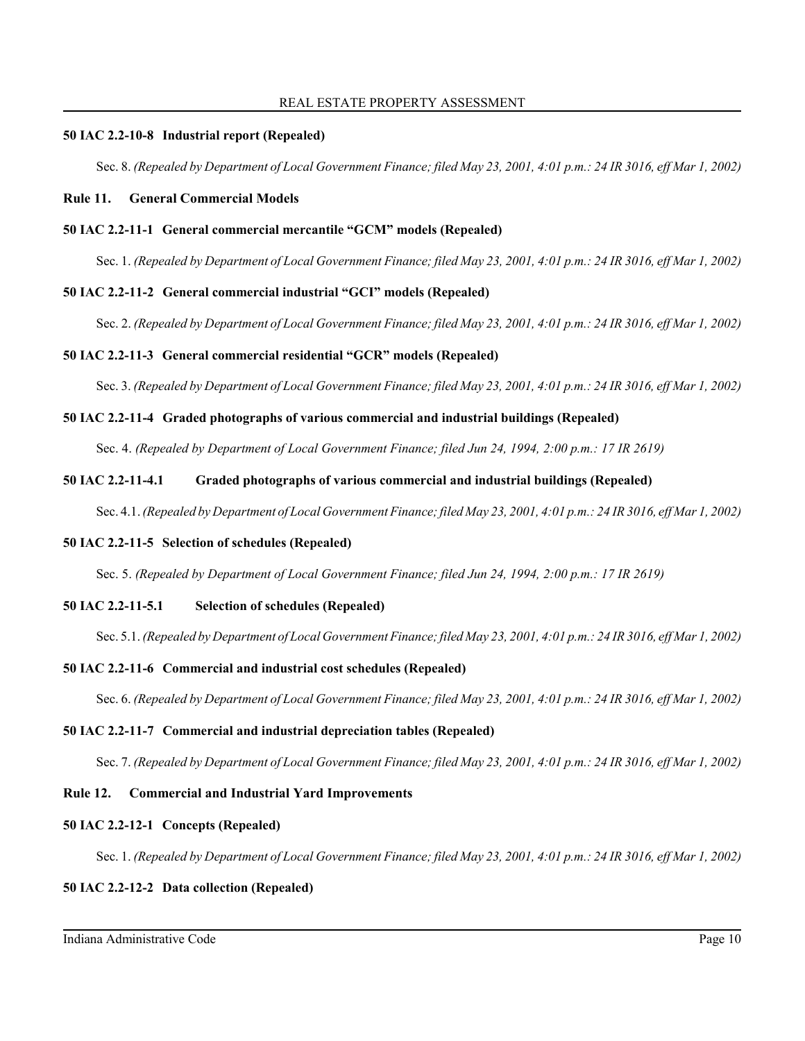## 50 IAC 2.2-10-8 Industrial report (Repealed)

Sec. 8. *(Repealed by Department of Local Government Finance; filed May 23, 2001, 4:01 p.m.: 24 IR 3016, eff Mar 1, 2002)*

# Rule 11. General Commercial Models

## 50 IAC 2.2-11-1 General commercial mercantile "GCM" models (Repealed)

Sec. 1. *(Repealed by Department of Local Government Finance; filed May 23, 2001, 4:01 p.m.: 24 IR 3016, eff Mar 1, 2002)*

## 50 IAC 2.2-11-2 General commercial industrial "GCI" models (Repealed)

Sec. 2. *(Repealed by Department of Local Government Finance; filed May 23, 2001, 4:01 p.m.: 24 IR 3016, eff Mar 1, 2002)*

## 50 IAC 2.2-11-3 General commercial residential "GCR" models (Repealed)

Sec. 3. *(Repealed by Department of Local Government Finance; filed May 23, 2001, 4:01 p.m.: 24 IR 3016, eff Mar 1, 2002)*

## 50 IAC 2.2-11-4 Graded photographs of various commercial and industrial buildings (Repealed)

Sec. 4. *(Repealed by Department of Local Government Finance; filed Jun 24, 1994, 2:00 p.m.: 17 IR 2619)*

## 50 IAC 2.2-11-4.1 Graded photographs of various commercial and industrial buildings (Repealed)

Sec. 4.1. *(Repealed by Department of Local Government Finance; filed May 23, 2001, 4:01 p.m.: 24 IR 3016, eff Mar 1, 2002)*

## 50 IAC 2.2-11-5 Selection of schedules (Repealed)

Sec. 5. *(Repealed by Department of Local Government Finance; filed Jun 24, 1994, 2:00 p.m.: 17 IR 2619)*

## 50 IAC 2.2-11-5.1 Selection of schedules (Repealed)

Sec. 5.1. *(Repealed by Department of Local Government Finance; filed May 23, 2001, 4:01 p.m.: 24 IR 3016, eff Mar 1, 2002)*

## 50 IAC 2.2-11-6 Commercial and industrial cost schedules (Repealed)

Sec. 6. *(Repealed by Department of Local Government Finance; filed May 23, 2001, 4:01 p.m.: 24 IR 3016, eff Mar 1, 2002)*

## 50 IAC 2.2-11-7 Commercial and industrial depreciation tables (Repealed)

Sec. 7. *(Repealed by Department of Local Government Finance; filed May 23, 2001, 4:01 p.m.: 24 IR 3016, eff Mar 1, 2002)*

# Rule 12. Commercial and Industrial Yard Improvements

## 50 IAC 2.2-12-1 Concepts (Repealed)

Sec. 1. *(Repealed by Department of Local Government Finance; filed May 23, 2001, 4:01 p.m.: 24 IR 3016, eff Mar 1, 2002)*

## 50 IAC 2.2-12-2 Data collection (Repealed)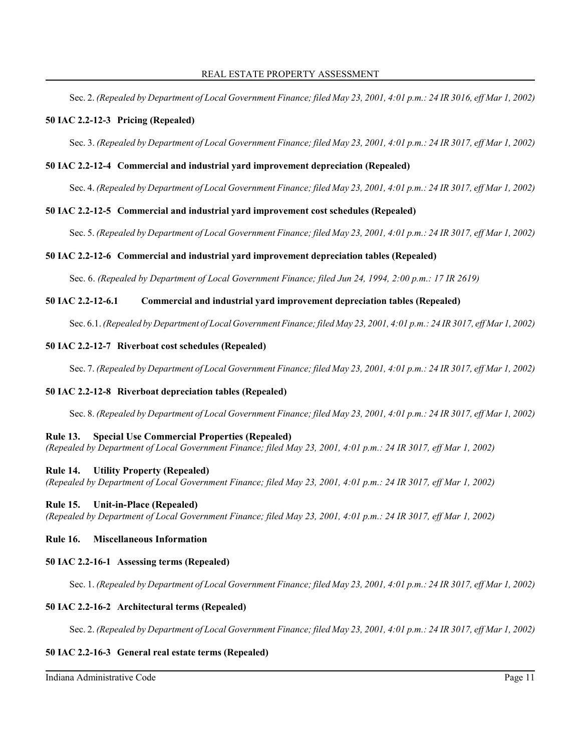Sec. 2. *(Repealed by Department of Local Government Finance; filed May 23, 2001, 4:01 p.m.: 24 IR 3016, eff Mar 1, 2002)*

### 50 IAC 2.2-12-3 Pricing (Repealed)

Sec. 3. *(Repealed by Department of Local Government Finance; filed May 23, 2001, 4:01 p.m.: 24 IR 3017, eff Mar 1, 2002)*

### 50 IAC 2.2-12-4 Commercial and industrial yard improvement depreciation (Repealed)

Sec. 4. *(Repealed by Department of Local Government Finance; filed May 23, 2001, 4:01 p.m.: 24 IR 3017, eff Mar 1, 2002)*

### 50 IAC 2.2-12-5 Commercial and industrial yard improvement cost schedules (Repealed)

Sec. 5. *(Repealed by Department of Local Government Finance; filed May 23, 2001, 4:01 p.m.: 24 IR 3017, eff Mar 1, 2002)*

### 50 IAC 2.2-12-6 Commercial and industrial yard improvement depreciation tables (Repealed)

Sec. 6. *(Repealed by Department of Local Government Finance; filed Jun 24, 1994, 2:00 p.m.: 17 IR 2619)*

### 50 IAC 2.2-12-6.1 Commercial and industrial yard improvement depreciation tables (Repealed)

Sec. 6.1. *(Repealed by Department of Local Government Finance; filed May 23, 2001, 4:01 p.m.: 24 IR 3017, eff Mar 1, 2002)*

### 50 IAC 2.2-12-7 Riverboat cost schedules (Repealed)

Sec. 7. *(Repealed by Department of Local Government Finance; filed May 23, 2001, 4:01 p.m.: 24 IR 3017, eff Mar 1, 2002)*

### 50 IAC 2.2-12-8 Riverboat depreciation tables (Repealed)

Sec. 8. *(Repealed by Department of Local Government Finance; filed May 23, 2001, 4:01 p.m.: 24 IR 3017, eff Mar 1, 2002)*

## Rule 13. Special Use Commercial Properties (Repealed)

*(Repealed by Department of Local Government Finance; filed May 23, 2001, 4:01 p.m.: 24 IR 3017, eff Mar 1, 2002)*

## Rule 14. Utility Property (Repealed)

*(Repealed by Department of Local Government Finance; filed May 23, 2001, 4:01 p.m.: 24 IR 3017, eff Mar 1, 2002)*

## Rule 15. Unit-in-Place (Repealed)

*(Repealed by Department of Local Government Finance; filed May 23, 2001, 4:01 p.m.: 24 IR 3017, eff Mar 1, 2002)*

## Rule 16. Miscellaneous Information

### 50 IAC 2.2-16-1 Assessing terms (Repealed)

Sec. 1. *(Repealed by Department of Local Government Finance; filed May 23, 2001, 4:01 p.m.: 24 IR 3017, eff Mar 1, 2002)*

### 50 IAC 2.2-16-2 Architectural terms (Repealed)

Sec. 2. *(Repealed by Department of Local Government Finance; filed May 23, 2001, 4:01 p.m.: 24 IR 3017, eff Mar 1, 2002)*

### 50 IAC 2.2-16-3 General real estate terms (Repealed)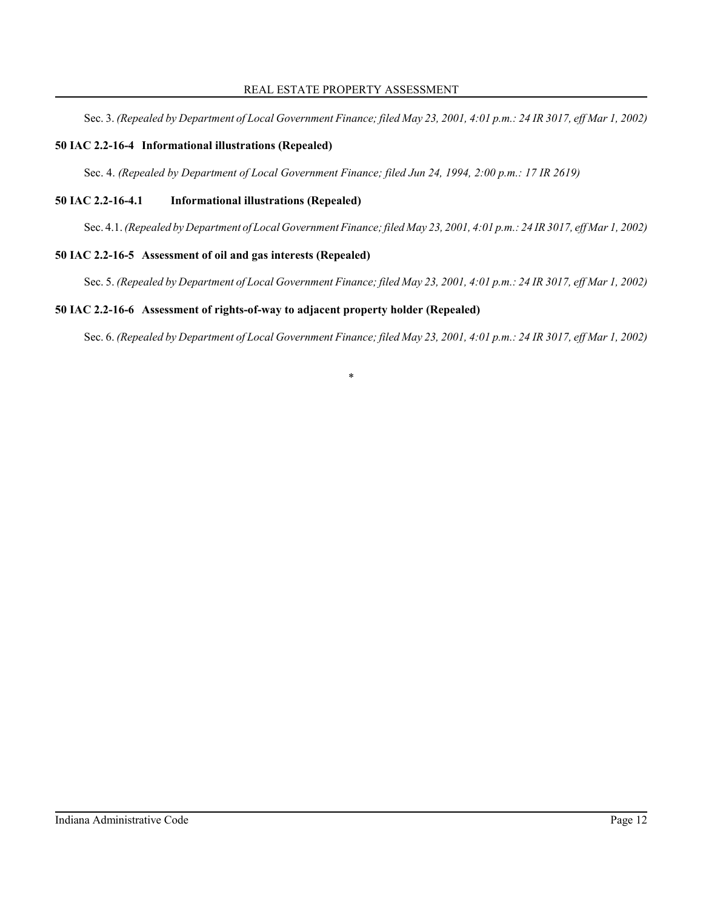Sec. 3. *(Repealed by Department of Local Government Finance; filed May 23, 2001, 4:01 p.m.: 24 IR 3017, eff Mar 1, 2002)*

**50 IAC 2.2-16-4 Informational illustrations (Repealed)**

Sec. 4. *(Repealed by Department of Local Government Finance; filed Jun 24, 1994, 2:00 p.m.: 17 IR 2619)*

**50 IAC 2.2-16-4.1 Informational illustrations (Repealed)**

Sec. 4.1. *(Repealed by Department of Local Government Finance; filed May 23, 2001, 4:01 p.m.: 24 IR 3017, eff Mar 1, 2002)*

**50 IAC 2.2-16-5 Assessment of oil and gas interests (Repealed)**

Sec. 5. *(Repealed by Department of Local Government Finance; filed May 23, 2001, 4:01 p.m.: 24 IR 3017, eff Mar 1, 2002)*

**50 IAC 2.2-16-6 Assessment of rights-of-way to adjacent property holder (Repealed)**

Sec. 6. *(Repealed by Department of Local Government Finance; filed May 23, 2001, 4:01 p.m.: 24 IR 3017, eff Mar 1, 2002)*

*